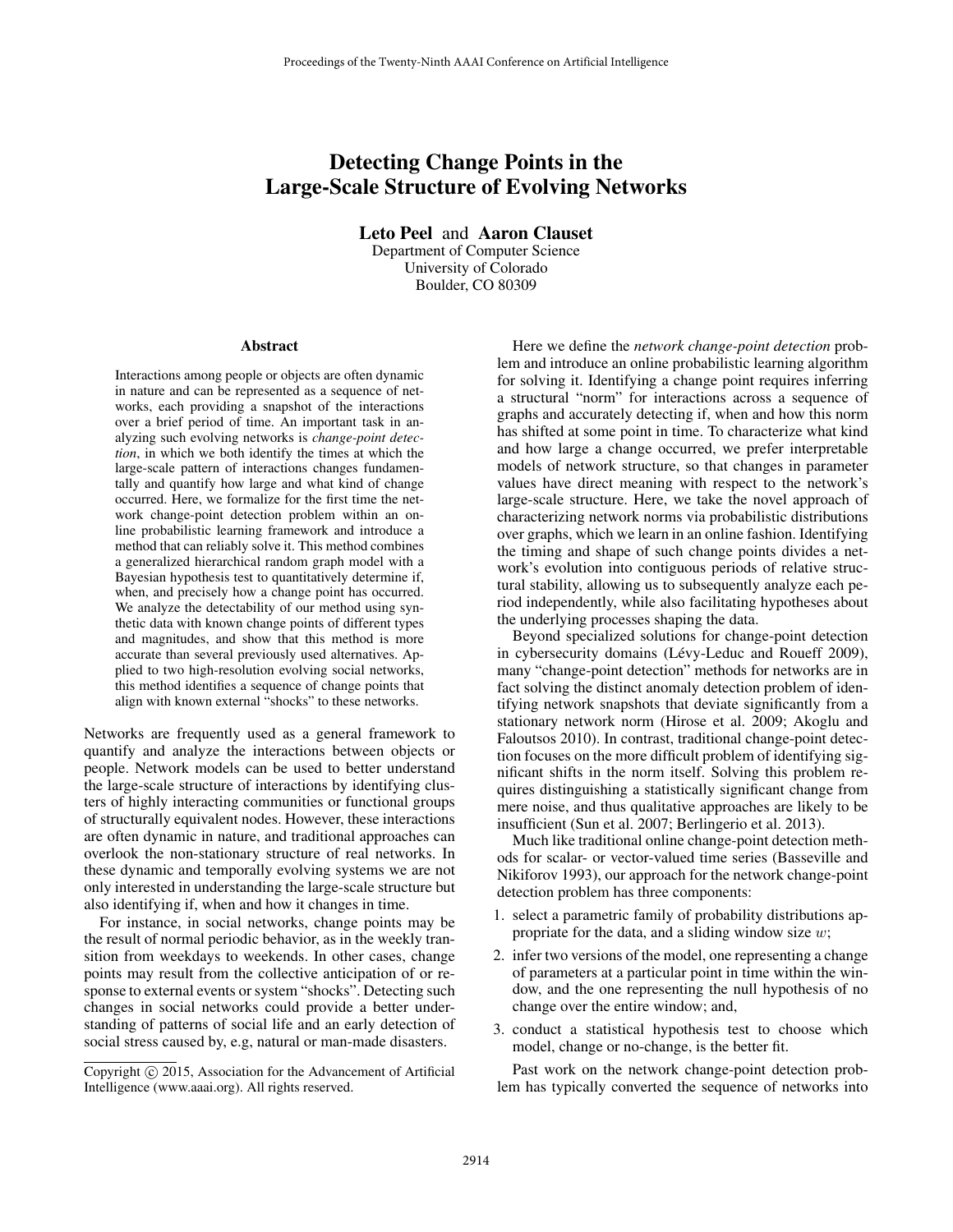# Detecting Change Points in the Large-Scale Structure of Evolving Networks

**Leto Peel** and **Aaron Clauset**
Department of Computer Science
University of Colorado
Boulder, CO 80309

## Abstract

Interactions among people or objects are often dynamic in nature and can be represented as a sequence of networks, each providing a snapshot of the interactions over a brief period of time. An important task in analyzing such evolving networks is *change-point detection*, in which we both identify the times at which the large-scale pattern of interactions changes fundamentally and quantify how large and what kind of change occurred. Here, we formalize for the first time the network change-point detection problem within an online probabilistic learning framework and introduce a method that can reliably solve it. This method combines a generalized hierarchical random graph model with a Bayesian hypothesis test to quantitatively determine if, when, and precisely how a change point has occurred. We analyze the detectability of our method using synthetic data with known change points of different types and magnitudes, and show that this method is more accurate than several previously used alternatives. Applied to two high-resolution evolving social networks, this method identifies a sequence of change points that align with known external "shocks" to these networks.

Networks are frequently used as a general framework to quantify and analyze the interactions between objects or people. Network models can be used to better understand the large-scale structure of interactions by identifying clusters of highly interacting communities or functional groups of structurally equivalent nodes. However, these interactions are often dynamic in nature, and traditional approaches can overlook the non-stationary structure of real networks. In these dynamic and temporally evolving systems we are not only interested in understanding the large-scale structure but also identifying if, when and how it changes in time.

For instance, in social networks, change points may be the result of normal periodic behavior, as in the weekly transition from weekdays to weekends. In other cases, change points may result from the collective anticipation of or response to external events or system "shocks". Detecting such changes in social networks could provide a better understanding of patterns of social life and an early detection of social stress caused by, e.g, natural or man-made disasters.

Copyright © 2015, Association for the Advancement of Artificial Intelligence (www.aaai.org). All rights reserved.

Here we define the *network change-point detection* problem and introduce an online probabilistic learning algorithm for solving it. Identifying a change point requires inferring a structural "norm" for interactions across a sequence of graphs and accurately detecting if, when and how this norm has shifted at some point in time. To characterize what kind and how large a change occurred, we prefer interpretable models of network structure, so that changes in parameter values have direct meaning with respect to the network's large-scale structure. Here, we take the novel approach of characterizing network norms via probabilistic distributions over graphs, which we learn in an online fashion. Identifying the timing and shape of such change points divides a network's evolution into contiguous periods of relative structural stability, allowing us to subsequently analyze each period independently, while also facilitating hypotheses about the underlying processes shaping the data.

Beyond specialized solutions for change-point detection in cybersecurity domains (Lévy-Leduc and Roueff 2009), many "change-point detection" methods for networks are in fact solving the distinct anomaly detection problem of identifying network snapshots that deviate significantly from a stationary network norm (Hirose et al. 2009; Akoglu and Faloutsos 2010). In contrast, traditional change-point detection focuses on the more difficult problem of identifying significant shifts in the norm itself. Solving this problem requires distinguishing a statistically significant change from mere noise, and thus qualitative approaches are likely to be insufficient (Sun et al. 2007; Berlingerio et al. 2013).

Much like traditional online change-point detection methods for scalar- or vector-valued time series (Basseville and Nikiforov 1993), our approach for the network change-point detection problem has three components:

1. select a parametric family of probability distributions appropriate for the data, and a sliding window size $w$;
2. infer two versions of the model, one representing a change of parameters at a particular point in time within the window, and the one representing the null hypothesis of no change over the entire window; and,
3. conduct a statistical hypothesis test to choose which model, change or no-change, is the better fit.

Past work on the network change-point detection problem has typically converted the sequence of networks into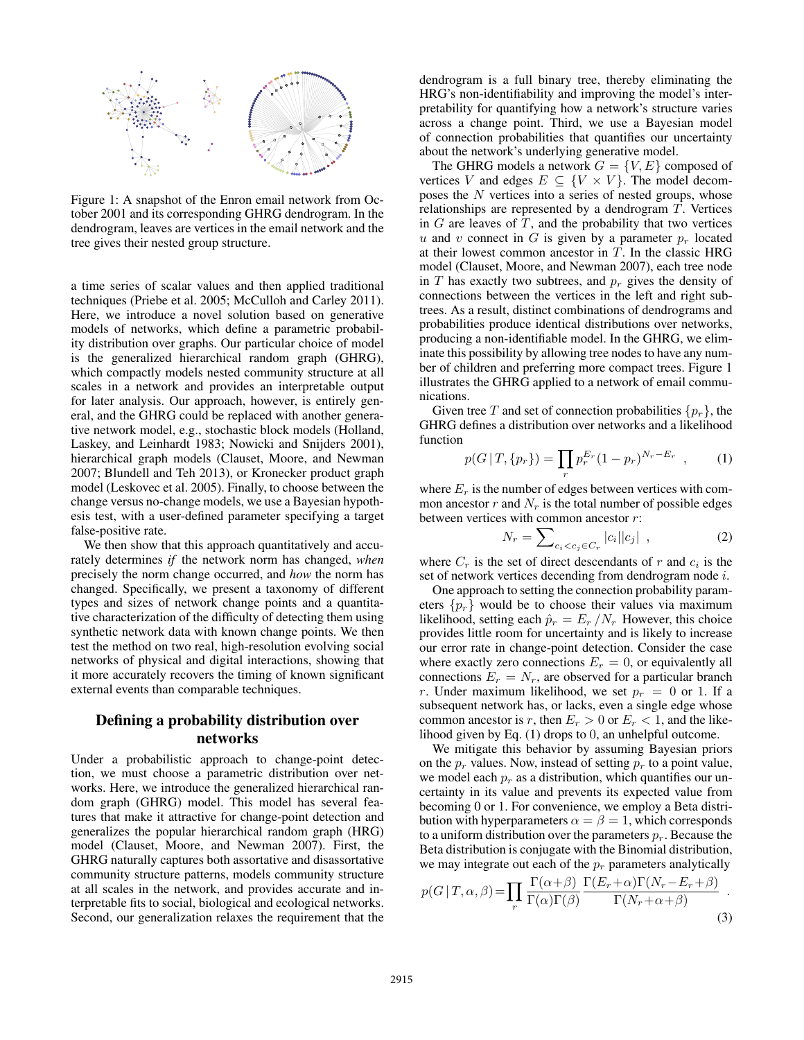Figure 1: A snapshot of the Enron email network from October 2001 and its corresponding GHRG dendrogram. In the dendrogram, leaves are vertices in the email network and the tree gives their nested group structure.

a time series of scalar values and then applied traditional techniques (Priebe et al. 2005; McCulloh and Carley 2011). Here, we introduce a novel solution based on generative models of networks, which define a parametric probability distribution over graphs. Our particular choice of model is the generalized hierarchical random graph (GHRG), which compactly models nested community structure at all scales in a network and provides an interpretable output for later analysis. Our approach, however, is entirely general, and the GHRG could be replaced with another generative network model, e.g., stochastic block models (Holland, Laskey, and Leinhardt 1983; Nowicki and Snijders 2001), hierarchical graph models (Clauset, Moore, and Newman 2007; Blundell and Teh 2013), or Kronecker product graph model (Leskovec et al. 2005). Finally, to choose between the change versus no-change models, we use a Bayesian hypothesis test, with a user-defined parameter specifying a target false-positive rate.

We then show that this approach quantitatively and accurately determines *if* the network norm has changed, *when* precisely the norm change occurred, and *how* the norm has changed. Specifically, we present a taxonomy of different types and sizes of network change points and a quantitative characterization of the difficulty of detecting them using synthetic network data with known change points. We then test the method on two real, high-resolution evolving social networks of physical and digital interactions, showing that it more accurately recovers the timing of known significant external events than comparable techniques.

## Defining a probability distribution over networks

Under a probabilistic approach to change-point detection, we must choose a parametric distribution over networks. Here, we introduce the generalized hierarchical random graph (GHRG) model. This model has several features that make it attractive for change-point detection and generalizes the popular hierarchical random graph (HRG) model (Clauset, Moore, and Newman 2007). First, the GHRG naturally captures both assortative and disassortative community structure patterns, models community structure at all scales in the network, and provides accurate and interpretable fits to social, biological and ecological networks. Second, our generalization relaxes the requirement that the dendrogram is a full binary tree, thereby eliminating the HRG's non-identifiability and improving the model's interpretability for quantifying how a network's structure varies across a change point. Third, we use a Bayesian model of connection probabilities that quantifies our uncertainty about the network's underlying generative model.

The GHRG models a network $G = \{V, E\}$ composed of vertices $V$ and edges $E \subseteq \{V \times V\}$. The model decomposes the $N$ vertices into a series of nested groups, whose relationships are represented by a dendrogram $T$. Vertices in $G$ are leaves of $T$, and the probability that two vertices $u$ and $v$ connect in $G$ is given by a parameter $p_r$ located at their lowest common ancestor in $T$. In the classic HRG model (Clauset, Moore, and Newman 2007), each tree node in $T$ has exactly two subtrees, and $p_r$ gives the density of connections between the vertices in the left and right subtrees. As a result, distinct combinations of dendrograms and probabilities produce identical distributions over networks, producing a non-identifiable model. In the GHRG, we eliminate this possibility by allowing tree nodes to have any number of children and preferring more compact trees. Figure 1 illustrates the GHRG applied to a network of email communications.

Given tree $T$ and set of connection probabilities $\{p_r\}$, the GHRG defines a distribution over networks and a likelihood function

$$p(G \,|\, T, \{p_r\}) = \prod_r p_r^{E_r}(1-p_r)^{N_r - E_r} \ , \qquad (1)$$

where $E_r$ is the number of edges between vertices with common ancestor $r$ and $N_r$ is the total number of possible edges between vertices with common ancestor $r$:

$$N_r = \sum_{c_i < c_j \in C_r} |c_i||c_j| \ , \qquad (2)$$

where $C_r$ is the set of direct descendants of $r$ and $c_i$ is the set of network vertices decending from dendrogram node $i$.

One approach to setting the connection probability parameters $\{p_r\}$ would be to choose their values via maximum likelihood, setting each $\hat{p}_r = E_r / N_r$ However, this choice provides little room for uncertainty and is likely to increase our error rate in change-point detection. Consider the case where exactly zero connections $E_r = 0$, or equivalently all connections $E_r = N_r$, are observed for a particular branch $r$. Under maximum likelihood, we set $p_r = 0$ or 1. If a subsequent network has, or lacks, even a single edge whose common ancestor is $r$, then $E_r > 0$ or $E_r < 1$, and the likelihood given by Eq. (1) drops to 0, an unhelpful outcome.

We mitigate this behavior by assuming Bayesian priors on the $p_r$ values. Now, instead of setting $p_r$ to a point value, we model each $p_r$ as a distribution, which quantifies our uncertainty in its value and prevents its expected value from becoming 0 or 1. For convenience, we employ a Beta distribution with hyperparameters $\alpha = \beta = 1$, which corresponds to a uniform distribution over the parameters $p_r$. Because the Beta distribution is conjugate with the Binomial distribution, we may integrate out each of the $p_r$ parameters analytically

$$p(G \,|\, T, \alpha, \beta) = \prod_r \frac{\Gamma(\alpha+\beta)}{\Gamma(\alpha)\Gamma(\beta)} \frac{\Gamma(E_r+\alpha)\Gamma(N_r-E_r+\beta)}{\Gamma(N_r+\alpha+\beta)} \ . \qquad (3)$$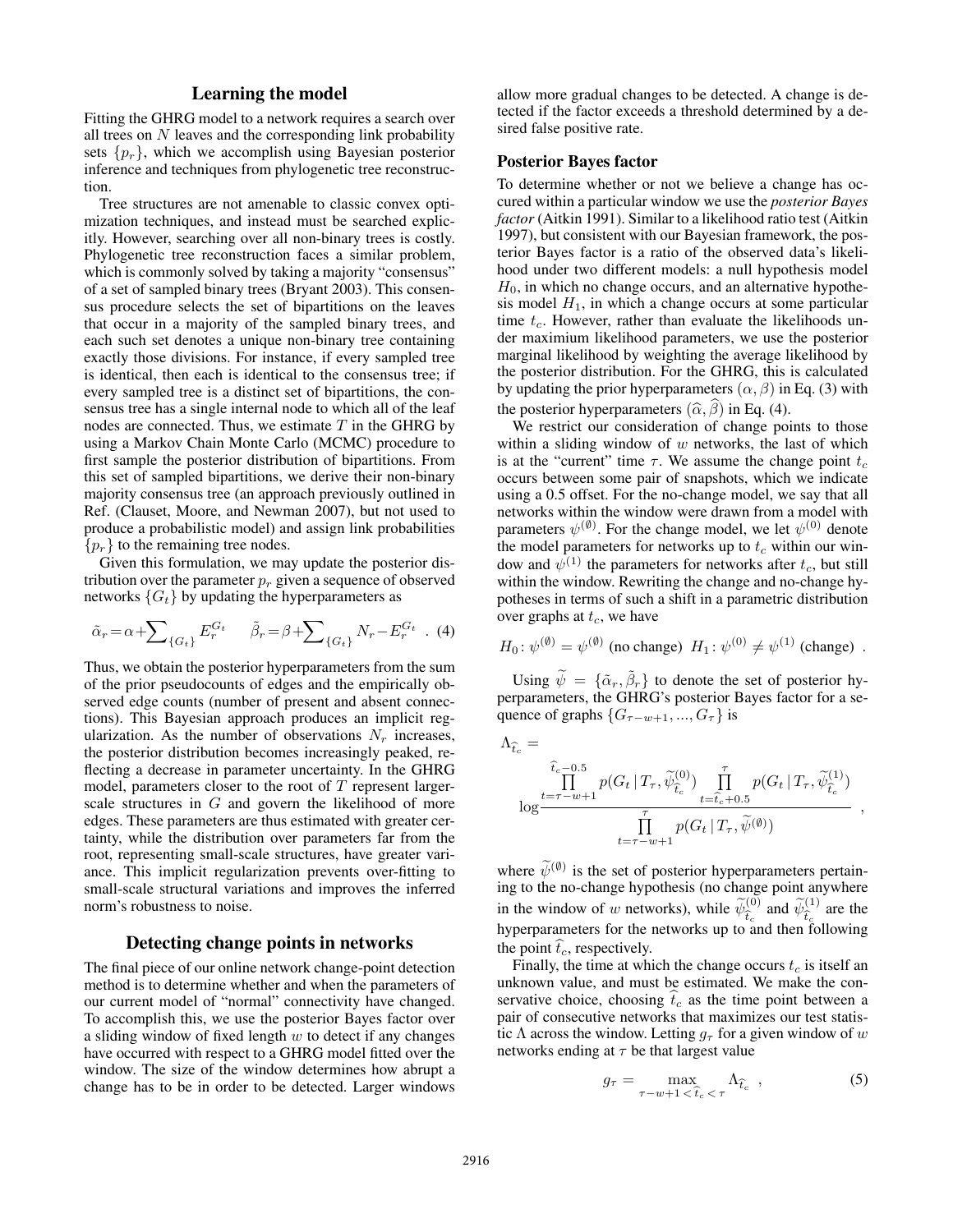## Learning the model

Fitting the GHRG model to a network requires a search over all trees on $N$ leaves and the corresponding link probability sets $\{p_r\}$, which we accomplish using Bayesian posterior inference and techniques from phylogenetic tree reconstruction.

Tree structures are not amenable to classic convex optimization techniques, and instead must be searched explicitly. However, searching over all non-binary trees is costly. Phylogenetic tree reconstruction faces a similar problem, which is commonly solved by taking a majority "consensus" of a set of sampled binary trees (Bryant 2003). This consensus procedure selects the set of bipartitions on the leaves that occur in a majority of the sampled binary trees, and each such set denotes a unique non-binary tree containing exactly those divisions. For instance, if every sampled tree is identical, then each is identical to the consensus tree; if every sampled tree is a distinct set of bipartitions, the consensus tree has a single internal node to which all of the leaf nodes are connected. Thus, we estimate $T$ in the GHRG by using a Markov Chain Monte Carlo (MCMC) procedure to first sample the posterior distribution of bipartitions. From this set of sampled bipartitions, we derive their non-binary majority consensus tree (an approach previously outlined in Ref. (Clauset, Moore, and Newman 2007), but not used to produce a probabilistic model) and assign link probabilities $\{p_r\}$ to the remaining tree nodes.

Given this formulation, we may update the posterior distribution over the parameter $p_r$ given a sequence of observed networks $\{G_t\}$ by updating the hyperparameters as

$$\tilde{\alpha}_r = \alpha + \sum_{\{G_t\}} E_r^{G_t} \qquad \tilde{\beta}_r = \beta + \sum_{\{G_t\}} N_r - E_r^{G_t} \ . \quad (4)$$

Thus, we obtain the posterior hyperparameters from the sum of the prior pseudocounts of edges and the empirically observed edge counts (number of present and absent connections). This Bayesian approach produces an implicit regularization. As the number of observations $N_r$ increases, the posterior distribution becomes increasingly peaked, reflecting a decrease in parameter uncertainty. In the GHRG model, parameters closer to the root of $T$ represent larger-scale structures in $G$ and govern the likelihood of more edges. These parameters are thus estimated with greater certainty, while the distribution over parameters far from the root, representing small-scale structures, have greater variance. This implicit regularization prevents over-fitting to small-scale structural variations and improves the inferred norm's robustness to noise.

## Detecting change points in networks

The final piece of our online network change-point detection method is to determine whether and when the parameters of our current model of "normal" connectivity have changed. To accomplish this, we use the posterior Bayes factor over a sliding window of fixed length $w$ to detect if any changes have occurred with respect to a GHRG model fitted over the window. The size of the window determines how abrupt a change has to be in order to be detected. Larger windows allow more gradual changes to be detected. A change is detected if the factor exceeds a threshold determined by a desired false positive rate.

### Posterior Bayes factor

To determine whether or not we believe a change has occured within a particular window we use the *posterior Bayes factor* (Aitkin 1991). Similar to a likelihood ratio test (Aitkin 1997), but consistent with our Bayesian framework, the posterior Bayes factor is a ratio of the observed data's likelihood under two different models: a null hypothesis model $H_0$, in which no change occurs, and an alternative hypothesis model $H_1$, in which a change occurs at some particular time $t_c$. However, rather than evaluate the likelihoods under maximium likelihood parameters, we use the posterior marginal likelihood by weighting the average likelihood by the posterior distribution. For the GHRG, this is calculated by updating the prior hyperparameters $(\alpha, \beta)$ in Eq. (3) with the posterior hyperparameters $(\widehat{\alpha}, \widehat{\beta})$ in Eq. (4).

We restrict our consideration of change points to those within a sliding window of $w$ networks, the last of which is at the "current" time $\tau$. We assume the change point $t_c$ occurs between some pair of snapshots, which we indicate using a 0.5 offset. For the no-change model, we say that all networks within the window were drawn from a model with parameters $\psi^{(\emptyset)}$. For the change model, we let $\psi^{(0)}$ denote the model parameters for networks up to $t_c$ within our window and $\psi^{(1)}$ the parameters for networks after $t_c$, but still within the window. Rewriting the change and no-change hypotheses in terms of such a shift in a parametric distribution over graphs at $t_c$, we have

$$H_0 \colon \psi^{(\emptyset)} = \psi^{(\emptyset)} \text{ (no change)} \quad H_1 \colon \psi^{(0)} \neq \psi^{(1)} \text{ (change)} \ .$$

Using $\widetilde{\psi} = \{\tilde{\alpha}_r, \tilde{\beta}_r\}$ to denote the set of posterior hyperparameters, the GHRG's posterior Bayes factor for a sequence of graphs $\{G_{\tau-w+1}, ..., G_\tau\}$ is

$$\Lambda_{\widehat{t}_c} = \log \frac{\prod_{t=\tau-w+1}^{\widehat{t}_c-0.5} p(G_t \,|\, T_\tau, \widetilde{\psi}^{(0)}_{\widehat{t}_c}) \prod_{t=\widehat{t}_c+0.5}^{\tau} p(G_t \,|\, T_\tau, \widetilde{\psi}^{(1)}_{\widehat{t}_c})}{\prod_{t=\tau-w+1}^{\tau} p(G_t \,|\, T_\tau, \widetilde{\psi}^{(\emptyset)})} \ ,$$

where $\widetilde{\psi}^{(\emptyset)}$ is the set of posterior hyperparameters pertaining to the no-change hypothesis (no change point anywhere in the window of $w$ networks), while $\widetilde{\psi}^{(0)}_{\widehat{t}_c}$ and $\widetilde{\psi}^{(1)}_{\widehat{t}_c}$ are the hyperparameters for the networks up to and then following the point $\widehat{t}_c$, respectively.

Finally, the time at which the change occurs $t_c$ is itself an unknown value, and must be estimated. We make the conservative choice, choosing $\widehat{t}_c$ as the time point between a pair of consecutive networks that maximizes our test statistic $\Lambda$ across the window. Letting $g_\tau$ for a given window of $w$ networks ending at $\tau$ be that largest value

$$g_\tau = \max_{\tau-w+1 < \widehat{t}_c < \tau} \Lambda_{\widehat{t}_c} \ , \quad (5)$$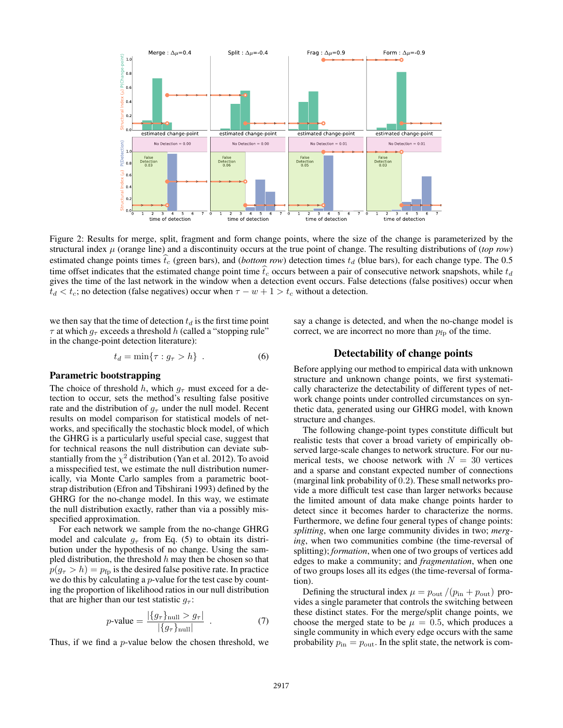Figure 2: Results for merge, split, fragment and form change points, where the size of the change is parameterized by the structural index $\mu$ (orange line) and a discontinuity occurs at the true point of change. The resulting distributions of (*top row*) estimated change points times $\widehat{t}_c$ (green bars), and (*bottom row*) detection times $t_d$ (blue bars), for each change type. The 0.5 time offset indicates that the estimated change point time $\widehat{t}_c$ occurs between a pair of consecutive network snapshots, while $t_d$ gives the time of the last network in the window when a detection event occurs. False detections (false positives) occur when $t_d < t_c$; no detection (false negatives) occur when $\tau - w + 1 > t_c$ without a detection.

we then say that the time of detection $t_d$ is the first time point $\tau$ at which $g_\tau$ exceeds a threshold $h$ (called a "stopping rule" in the change-point detection literature):

$$t_d = \min\{\tau : g_\tau > h\} \ . \quad (6)$$

## Parametric bootstrapping

The choice of threshold $h$, which $g_\tau$ must exceed for a detection to occur, sets the method's resulting false positive rate and the distribution of $g_\tau$ under the null model. Recent results on model comparison for statistical models of networks, and specifically the stochastic block model, of which the GHRG is a particularly useful special case, suggest that for technical reasons the null distribution can deviate substantially from the $\chi^2$ distribution (Yan et al. 2012). To avoid a misspecified test, we estimate the null distribution numerically, via Monte Carlo samples from a parametric bootstrap distribution (Efron and Tibshirani 1993) defined by the GHRG for the no-change model. In this way, we estimate the null distribution exactly, rather than via a possibly misspecified approximation.

For each network we sample from the no-change GHRG model and calculate $g_\tau$ from Eq. (5) to obtain its distribution under the hypothesis of no change. Using the sampled distribution, the threshold $h$ may then be chosen so that $p(g_\tau > h) = p_{\text{fp}}$ is the desired false positive rate. In practice we do this by calculating a $p$-value for the test case by counting the proportion of likelihood ratios in our null distribution that are higher than our test statistic $g_\tau$:

$$p\text{-value} = \frac{|\{g_\tau\}_{\text{null}} > g_\tau|}{|\{g_\tau\}_{\text{null}}|} \ . \quad (7)$$

Thus, if we find a $p$-value below the chosen threshold, we say a change is detected, and when the no-change model is correct, we are incorrect no more than $p_{\text{fp}}$ of the time.

## Detectability of change points

Before applying our method to empirical data with unknown structure and unknown change points, we first systematically characterize the detectability of different types of network change points under controlled circumstances on synthetic data, generated using our GHRG model, with known structure and changes.

The following change-point types constitute difficult but realistic tests that cover a broad variety of empirically observed large-scale changes to network structure. For our numerical tests, we choose network with $N = 30$ vertices and a sparse and constant expected number of connections (marginal link probability of 0.2). These small networks provide a more difficult test case than larger networks because the limited amount of data make change points harder to detect since it becomes harder to characterize the norms. Furthermore, we define four general types of change points: *splitting*, when one large community divides in two; *merging*, when two communities combine (the time-reversal of splitting); *formation*, when one of two groups of vertices add edges to make a community; and *fragmentation*, when one of two groups loses all its edges (the time-reversal of formation).

Defining the structural index $\mu = p_{\text{out}} / (p_{\text{in}} + p_{\text{out}})$ provides a single parameter that controls the switching between these distinct states. For the merge/split change points, we choose the merged state to be $\mu = 0.5$, which produces a single community in which every edge occurs with the same probability $p_{\text{in}} = p_{\text{out}}$. In the split state, the network is com-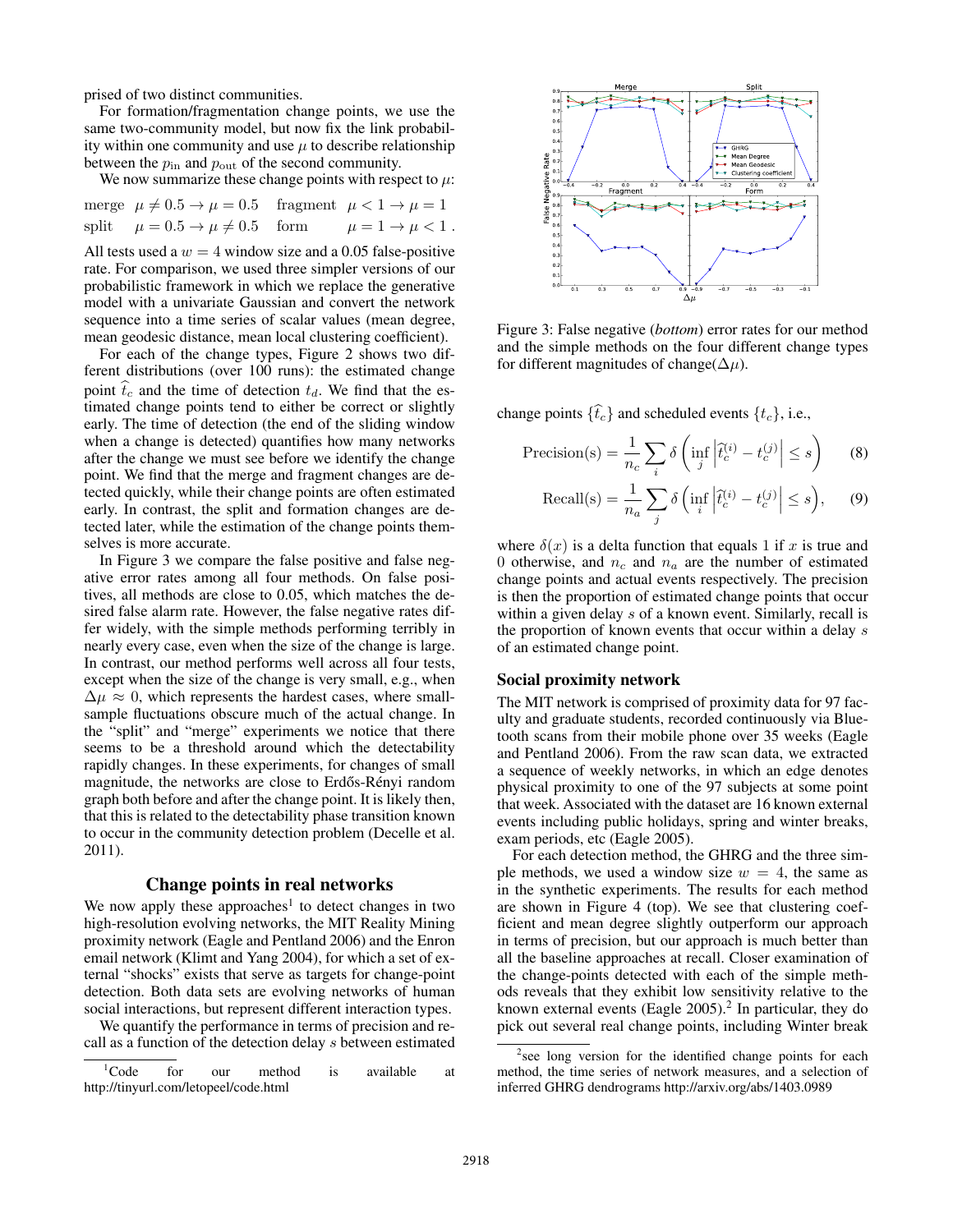prised of two distinct communities.

For formation/fragmentation change points, we use the same two-community model, but now fix the link probability within one community and use $\mu$ to describe relationship between the $p_{\text{in}}$ and $p_{\text{out}}$ of the second community.

We now summarize these change points with respect to $\mu$:

$$\begin{array}{llll} \text{merge} & \mu \neq 0.5 \rightarrow \mu = 0.5 & \text{fragment} & \mu < 1 \rightarrow \mu = 1 \\ \text{split} & \mu = 0.5 \rightarrow \mu \neq 0.5 & \text{form} & \mu = 1 \rightarrow \mu < 1 \,. \end{array}$$

All tests used a $w = 4$ window size and a 0.05 false-positive rate. For comparison, we used three simpler versions of our probabilistic framework in which we replace the generative model with a univariate Gaussian and convert the network sequence into a time series of scalar values (mean degree, mean geodesic distance, mean local clustering coefficient).

For each of the change types, Figure 2 shows two different distributions (over 100 runs): the estimated change point $\widehat{t}_c$ and the time of detection $t_d$. We find that the estimated change points tend to either be correct or slightly early. The time of detection (the end of the sliding window when a change is detected) quantifies how many networks after the change we must see before we identify the change point. We find that the merge and fragment changes are detected quickly, while their change points are often estimated early. In contrast, the split and formation changes are detected later, while the estimation of the change points themselves is more accurate.

In Figure 3 we compare the false positive and false negative error rates among all four methods. On false positives, all methods are close to 0.05, which matches the desired false alarm rate. However, the false negative rates differ widely, with the simple methods performing terribly in nearly every case, even when the size of the change is large. In contrast, our method performs well across all four tests, except when the size of the change is very small, e.g., when $\Delta\mu \approx 0$, which represents the hardest cases, where small-sample fluctuations obscure much of the actual change. In the "split" and "merge" experiments we notice that there seems to be a threshold around which the detectability rapidly changes. In these experiments, for changes of small magnitude, the networks are close to Erdős-Rényi random graph both before and after the change point. It is likely then, that this is related to the detectability phase transition known to occur in the community detection problem (Decelle et al. 2011).

## Change points in real networks

We now apply these approaches[1] to detect changes in two high-resolution evolving networks, the MIT Reality Mining proximity network (Eagle and Pentland 2006) and the Enron email network (Klimt and Yang 2004), for which a set of external "shocks" exists that serve as targets for change-point detection. Both data sets are evolving networks of human social interactions, but represent different interaction types.

We quantify the performance in terms of precision and recall as a function of the detection delay $s$ between estimated change points $\{\widehat{t}_c\}$ and scheduled events $\{t_c\}$, i.e.,

$$\text{Precision(s)} = \frac{1}{n_c} \sum_i \delta\left( \inf_j \left| \widehat{t}_c^{(i)} - t_c^{(j)} \right| \leq s \right) \quad (8)$$

$$\text{Recall(s)} = \frac{1}{n_a} \sum_j \delta\left( \inf_i \left| \widehat{t}_c^{(i)} - t_c^{(j)} \right| \leq s \right), \quad (9)$$

where $\delta(x)$ is a delta function that equals 1 if $x$ is true and 0 otherwise, and $n_c$ and $n_a$ are the number of estimated change points and actual events respectively. The precision is then the proportion of estimated change points that occur within a given delay $s$ of a known event. Similarly, recall is the proportion of known events that occur within a delay $s$ of an estimated change point.

Figure 3: False negative (*bottom*) error rates for our method and the simple methods on the four different change types for different magnitudes of change($\Delta\mu$).

### Social proximity network

The MIT network is comprised of proximity data for 97 faculty and graduate students, recorded continuously via Bluetooth scans from their mobile phone over 35 weeks (Eagle and Pentland 2006). From the raw scan data, we extracted a sequence of weekly networks, in which an edge denotes physical proximity to one of the 97 subjects at some point that week. Associated with the dataset are 16 known external events including public holidays, spring and winter breaks, exam periods, etc (Eagle 2005).

For each detection method, the GHRG and the three simple methods, we used a window size $w = 4$, the same as in the synthetic experiments. The results for each method are shown in Figure 4 (top). We see that clustering coefficient and mean degree slightly outperform our approach in terms of precision, but our approach is much better than all the baseline approaches at recall. Closer examination of the change-points detected with each of the simple methods reveals that they exhibit low sensitivity relative to the known external events (Eagle 2005).[2] In particular, they do pick out several real change points, including Winter break

[1] Code for our method is available at http://tinyurl.com/letopeel/code.html

[2] see long version for the identified change points for each method, the time series of network measures, and a selection of inferred GHRG dendrograms http://arxiv.org/abs/1403.0989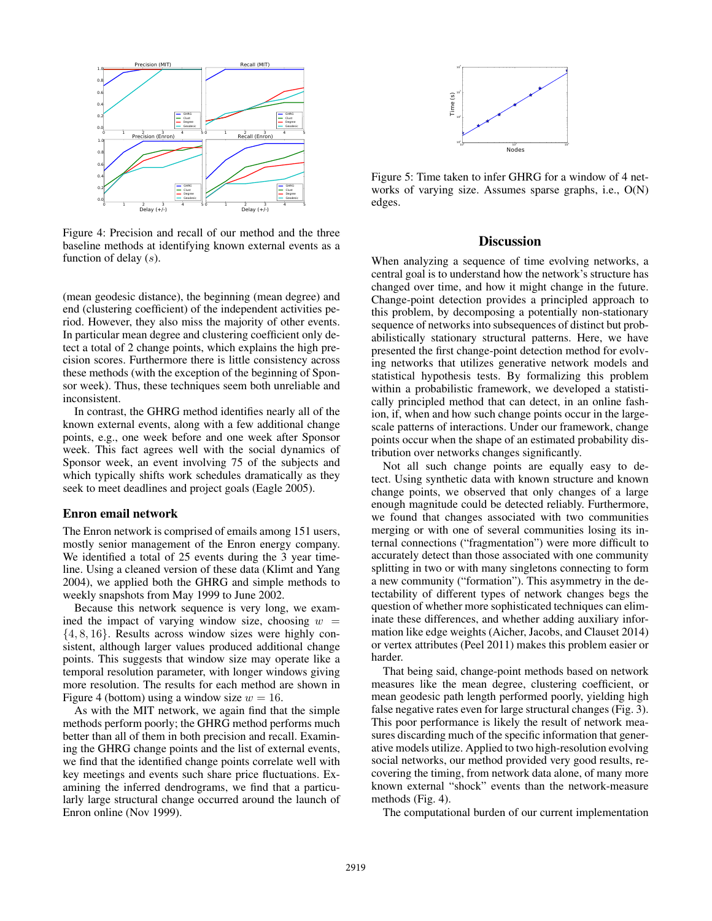Figure 4: Precision and recall of our method and the three baseline methods at identifying known external events as a function of delay ($s$).

Figure 5: Time taken to infer GHRG for a window of 4 networks of varying size. Assumes sparse graphs, i.e., O(N) edges.

(mean geodesic distance), the beginning (mean degree) and end (clustering coefficient) of the independent activities period. However, they also miss the majority of other events. In particular mean degree and clustering coefficient only detect a total of 2 change points, which explains the high precision scores. Furthermore there is little consistency across these methods (with the exception of the beginning of Sponsor week). Thus, these techniques seem both unreliable and inconsistent.

In contrast, the GHRG method identifies nearly all of the known external events, along with a few additional change points, e.g., one week before and one week after Sponsor week. This fact agrees well with the social dynamics of Sponsor week, an event involving 75 of the subjects and which typically shifts work schedules dramatically as they seek to meet deadlines and project goals (Eagle 2005).

### Enron email network

The Enron network is comprised of emails among 151 users, mostly senior management of the Enron energy company. We identified a total of 25 events during the 3 year timeline. Using a cleaned version of these data (Klimt and Yang 2004), we applied both the GHRG and simple methods to weekly snapshots from May 1999 to June 2002.

Because this network sequence is very long, we examined the impact of varying window size, choosing $w = \{4, 8, 16\}$. Results across window sizes were highly consistent, although larger values produced additional change points. This suggests that window size may operate like a temporal resolution parameter, with longer windows giving more resolution. The results for each method are shown in Figure 4 (bottom) using a window size $w = 16$.

As with the MIT network, we again find that the simple methods perform poorly; the GHRG method performs much better than all of them in both precision and recall. Examining the GHRG change points and the list of external events, we find that the identified change points correlate well with key meetings and events such share price fluctuations. Examining the inferred dendrograms, we find that a particularly large structural change occurred around the launch of Enron online (Nov 1999).

## Discussion

When analyzing a sequence of time evolving networks, a central goal is to understand how the network's structure has changed over time, and how it might change in the future. Change-point detection provides a principled approach to this problem, by decomposing a potentially non-stationary sequence of networks into subsequences of distinct but probabilistically stationary structural patterns. Here, we have presented the first change-point detection method for evolving networks that utilizes generative network models and statistical hypothesis tests. By formalizing this problem within a probabilistic framework, we developed a statistically principled method that can detect, in an online fashion, if, when and how such change points occur in the large-scale patterns of interactions. Under our framework, change points occur when the shape of an estimated probability distribution over networks changes significantly.

Not all such change points are equally easy to detect. Using synthetic data with known structure and known change points, we observed that only changes of a large enough magnitude could be detected reliably. Furthermore, we found that changes associated with two communities merging or with one of several communities losing its internal connections ("fragmentation") were more difficult to accurately detect than those associated with one community splitting in two or with many singletons connecting to form a new community ("formation"). This asymmetry in the detectability of different types of network changes begs the question of whether more sophisticated techniques can eliminate these differences, and whether adding auxiliary information like edge weights (Aicher, Jacobs, and Clauset 2014) or vertex attributes (Peel 2011) makes this problem easier or harder.

That being said, change-point methods based on network measures like the mean degree, clustering coefficient, or mean geodesic path length performed poorly, yielding high false negative rates even for large structural changes (Fig. 3). This poor performance is likely the result of network measures discarding much of the specific information that generative models utilize. Applied to two high-resolution evolving social networks, our method provided very good results, recovering the timing, from network data alone, of many more known external "shock" events than the network-measure methods (Fig. 4).

The computational burden of our current implementation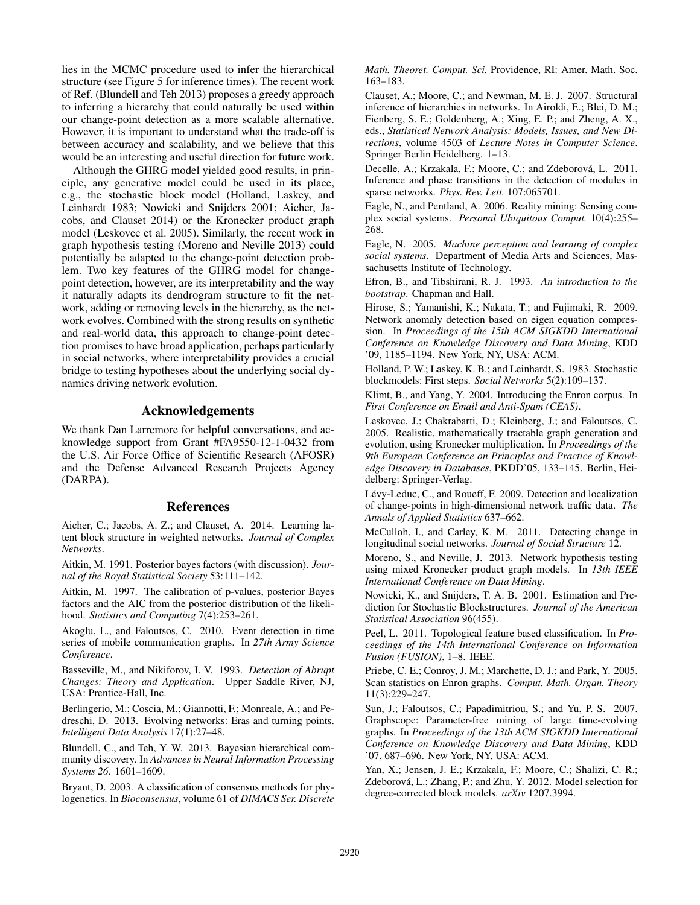lies in the MCMC procedure used to infer the hierarchical structure (see Figure 5 for inference times). The recent work of Ref. (Blundell and Teh 2013) proposes a greedy approach to inferring a hierarchy that could naturally be used within our change-point detection as a more scalable alternative. However, it is important to understand what the trade-off is between accuracy and scalability, and we believe that this would be an interesting and useful direction for future work.

Although the GHRG model yielded good results, in principle, any generative model could be used in its place, e.g., the stochastic block model (Holland, Laskey, and Leinhardt 1983; Nowicki and Snijders 2001; Aicher, Jacobs, and Clauset 2014) or the Kronecker product graph model (Leskovec et al. 2005). Similarly, the recent work in graph hypothesis testing (Moreno and Neville 2013) could potentially be adapted to the change-point detection problem. Two key features of the GHRG model for change-point detection, however, are its interpretability and the way it naturally adapts its dendrogram structure to fit the network, adding or removing levels in the hierarchy, as the network evolves. Combined with the strong results on synthetic and real-world data, this approach to change-point detection promises to have broad application, perhaps particularly in social networks, where interpretability provides a crucial bridge to testing hypotheses about the underlying social dynamics driving network evolution.

## Acknowledgements

We thank Dan Larremore for helpful conversations, and acknowledge support from Grant #FA9550-12-1-0432 from the U.S. Air Force Office of Scientific Research (AFOSR) and the Defense Advanced Research Projects Agency (DARPA).

## References

Aicher, C.; Jacobs, A. Z.; and Clauset, A. 2014. Learning latent block structure in weighted networks. *Journal of Complex Networks*.

Aitkin, M. 1991. Posterior bayes factors (with discussion). *Journal of the Royal Statistical Society* 53:111–142.

Aitkin, M. 1997. The calibration of p-values, posterior Bayes factors and the AIC from the posterior distribution of the likelihood. *Statistics and Computing* 7(4):253–261.

Akoglu, L., and Faloutsos, C. 2010. Event detection in time series of mobile communication graphs. In *27th Army Science Conference*.

Basseville, M., and Nikiforov, I. V. 1993. *Detection of Abrupt Changes: Theory and Application*. Upper Saddle River, NJ, USA: Prentice-Hall, Inc.

Berlingerio, M.; Coscia, M.; Giannotti, F.; Monreale, A.; and Pedreschi, D. 2013. Evolving networks: Eras and turning points. *Intelligent Data Analysis* 17(1):27–48.

Blundell, C., and Teh, Y. W. 2013. Bayesian hierarchical community discovery. In *Advances in Neural Information Processing Systems 26*. 1601–1609.

Bryant, D. 2003. A classification of consensus methods for phylogenetics. In *Bioconsensus*, volume 61 of *DIMACS Ser. Discrete Math. Theoret. Comput. Sci.* Providence, RI: Amer. Math. Soc. 163–183.

Clauset, A.; Moore, C.; and Newman, M. E. J. 2007. Structural inference of hierarchies in networks. In Airoldi, E.; Blei, D. M.; Fienberg, S. E.; Goldenberg, A.; Xing, E. P.; and Zheng, A. X., eds., *Statistical Network Analysis: Models, Issues, and New Directions*, volume 4503 of *Lecture Notes in Computer Science*. Springer Berlin Heidelberg. 1–13.

Decelle, A.; Krzakala, F.; Moore, C.; and Zdeborová, L. 2011. Inference and phase transitions in the detection of modules in sparse networks. *Phys. Rev. Lett.* 107:065701.

Eagle, N., and Pentland, A. 2006. Reality mining: Sensing complex social systems. *Personal Ubiquitous Comput.* 10(4):255–268.

Eagle, N. 2005. *Machine perception and learning of complex social systems*. Department of Media Arts and Sciences, Massachusetts Institute of Technology.

Efron, B., and Tibshirani, R. J. 1993. *An introduction to the bootstrap*. Chapman and Hall.

Hirose, S.; Yamanishi, K.; Nakata, T.; and Fujimaki, R. 2009. Network anomaly detection based on eigen equation compression. In *Proceedings of the 15th ACM SIGKDD International Conference on Knowledge Discovery and Data Mining*, KDD '09, 1185–1194. New York, NY, USA: ACM.

Holland, P. W.; Laskey, K. B.; and Leinhardt, S. 1983. Stochastic blockmodels: First steps. *Social Networks* 5(2):109–137.

Klimt, B., and Yang, Y. 2004. Introducing the Enron corpus. In *First Conference on Email and Anti-Spam (CEAS)*.

Leskovec, J.; Chakrabarti, D.; Kleinberg, J.; and Faloutsos, C. 2005. Realistic, mathematically tractable graph generation and evolution, using Kronecker multiplication. In *Proceedings of the 9th European Conference on Principles and Practice of Knowledge Discovery in Databases*, PKDD'05, 133–145. Berlin, Heidelberg: Springer-Verlag.

Lévy-Leduc, C., and Roueff, F. 2009. Detection and localization of change-points in high-dimensional network traffic data. *The Annals of Applied Statistics* 637–662.

McCulloh, I., and Carley, K. M. 2011. Detecting change in longitudinal social networks. *Journal of Social Structure* 12.

Moreno, S., and Neville, J. 2013. Network hypothesis testing using mixed Kronecker product graph models. In *13th IEEE International Conference on Data Mining*.

Nowicki, K., and Snijders, T. A. B. 2001. Estimation and Prediction for Stochastic Blockstructures. *Journal of the American Statistical Association* 96(455).

Peel, L. 2011. Topological feature based classification. In *Proceedings of the 14th International Conference on Information Fusion (FUSION)*, 1–8. IEEE.

Priebe, C. E.; Conroy, J. M.; Marchette, D. J.; and Park, Y. 2005. Scan statistics on Enron graphs. *Comput. Math. Organ. Theory* 11(3):229–247.

Sun, J.; Faloutsos, C.; Papadimitriou, S.; and Yu, P. S. 2007. Graphscope: Parameter-free mining of large time-evolving graphs. In *Proceedings of the 13th ACM SIGKDD International Conference on Knowledge Discovery and Data Mining*, KDD '07, 687–696. New York, NY, USA: ACM.

Yan, X.; Jensen, J. E.; Krzakala, F.; Moore, C.; Shalizi, C. R.; Zdeborová, L.; Zhang, P.; and Zhu, Y. 2012. Model selection for degree-corrected block models. *arXiv* 1207.3994.